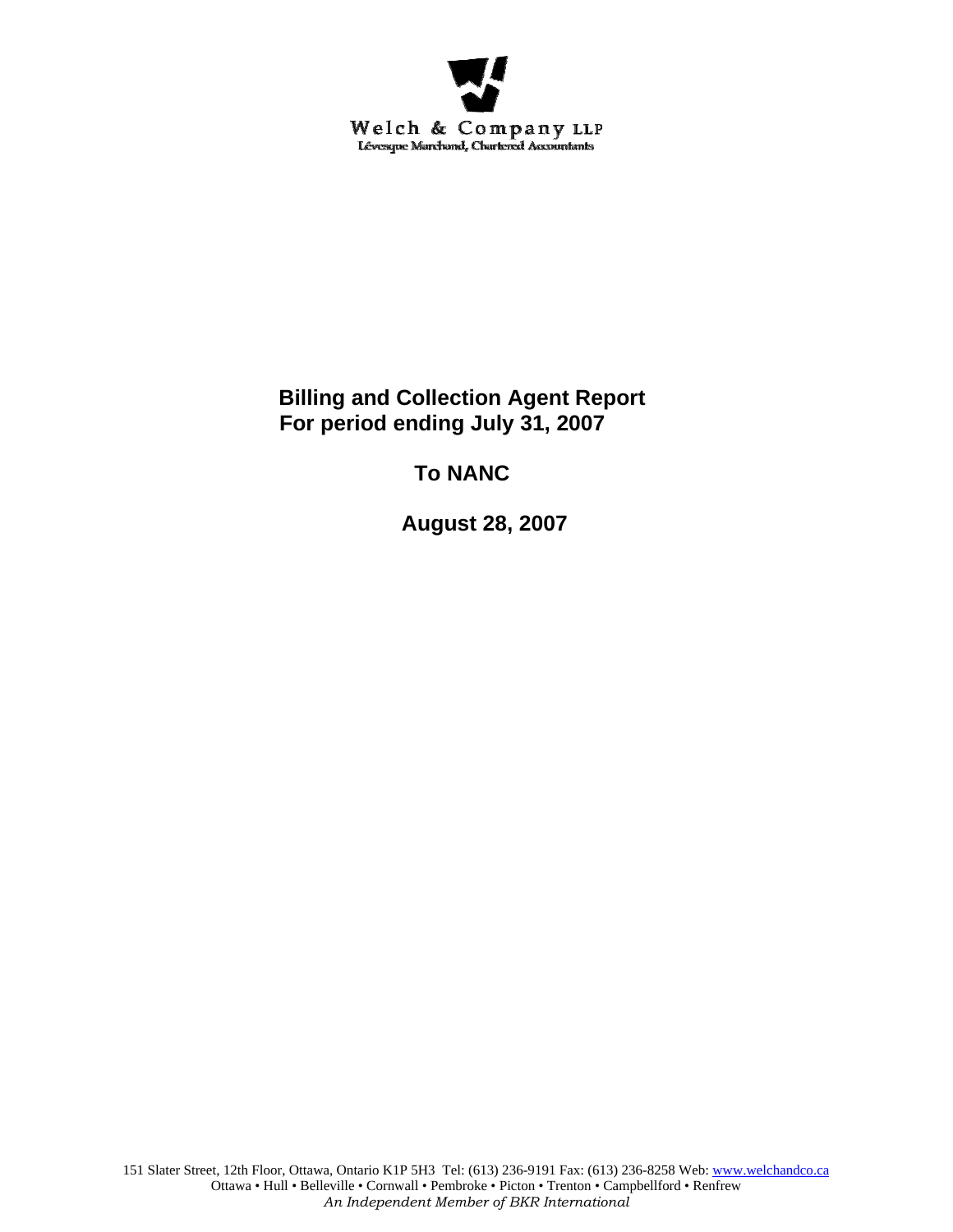Welch & Company LLP
Lévesque Marchand, Chartered Accountants

# Billing and Collection Agent Report
# For period ending July 31, 2007

## To NANC

## August 28, 2007

151 Slater Street, 12th Floor, Ottawa, Ontario K1P 5H3 Tel: (613) 236-9191 Fax: (613) 236-8258 Web: www.welchandco.ca
Ottawa • Hull • Belleville • Cornwall • Pembroke • Picton • Trenton • Campbellford • Renfrew
*An Independent Member of BKR International*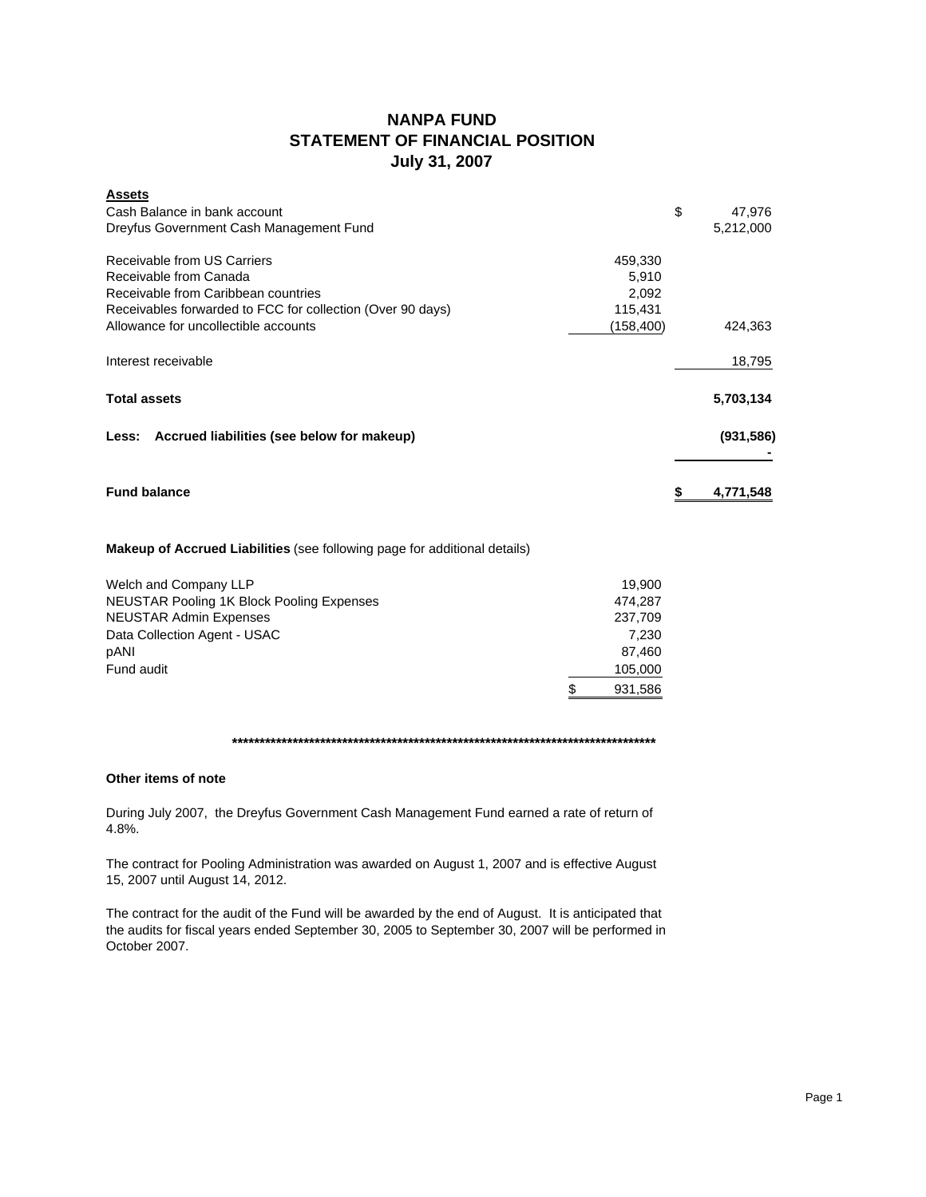# NANPA FUND
## STATEMENT OF FINANCIAL POSITION
### July 31, 2007

| **Assets** | | |
|---|---|---|
| Cash Balance in bank account | | $ 47,976 |
| Dreyfus Government Cash Management Fund | | 5,212,000 |
| | | |
| Receivable from US Carriers | 459,330 | |
| Receivable from Canada | 5,910 | |
| Receivable from Caribbean countries | 2,092 | |
| Receivables forwarded to FCC for collection (Over 90 days) | 115,431 | |
| Allowance for uncollectible accounts | (158,400) | 424,363 |
| | | |
| Interest receivable | | 18,795 |
| | | |
| **Total assets** | | **5,703,134** |
| | | |
| **Less: Accrued liabilities (see below for makeup)** | | **(931,586)** |
| | | **-** |
| | | |
| **Fund balance** | | **$ 4,771,548** |

**Makeup of Accrued Liabilities** (see following page for additional details)

| | |
|---|---|
| Welch and Company LLP | 19,900 |
| NEUSTAR Pooling 1K Block Pooling Expenses | 474,287 |
| NEUSTAR Admin Expenses | 237,709 |
| Data Collection Agent - USAC | 7,230 |
| pANI | 87,460 |
| Fund audit | 105,000 |
| | $ 931,586 |

**********************************************************************************

**Other items of note**

During July 2007, the Dreyfus Government Cash Management Fund earned a rate of return of 4.8%.

The contract for Pooling Administration was awarded on August 1, 2007 and is effective August 15, 2007 until August 14, 2012.

The contract for the audit of the Fund will be awarded by the end of August. It is anticipated that the audits for fiscal years ended September 30, 2005 to September 30, 2007 will be performed in October 2007.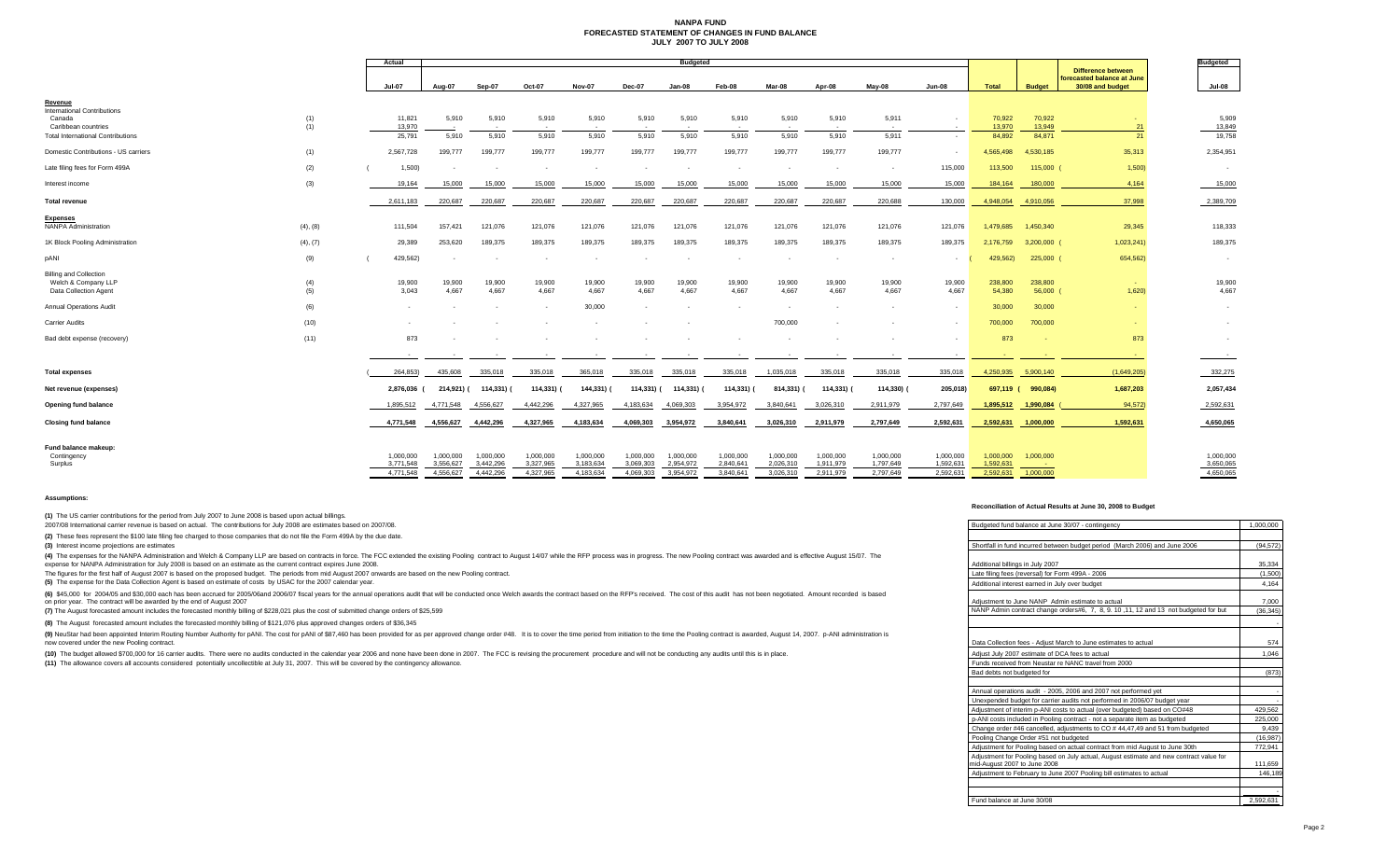# NANPA FUND
## FORECASTED STATEMENT OF CHANGES IN FUND BALANCE
### JULY 2007 TO JULY 2008

| | | Actual | Budgeted | | | | | | | | | | | | | | Budgeted |
|---|---|---|---|---|---|---|---|---|---|---|---|---|---|---|---|---|---|
| | | Jul-07 | Aug-07 | Sep-07 | Oct-07 | Nov-07 | Dec-07 | Jan-08 | Feb-08 | Mar-08 | Apr-08 | May-08 | Jun-08 | Total | Budget | Difference between forecasted balance at June 30/08 and budget | Jul-08 |
| **Revenue** | | | | | | | | | | | | | | | | | |
| International Contributions | | | | | | | | | | | | | | | | | |
| Canada | (1) | 11,821 | 5,910 | 5,910 | 5,910 | 5,910 | 5,910 | 5,910 | 5,910 | 5,910 | 5,910 | 5,911 | - | 70,922 | 70,922 | - | 5,909 |
| Caribbean countries | (1) | 13,970 | - | - | - | - | - | - | - | - | - | - | - | 13,970 | 13,949 | 21 | 13,849 |
| Total International Contributions | | 25,791 | 5,910 | 5,910 | 5,910 | 5,910 | 5,910 | 5,910 | 5,910 | 5,910 | 5,910 | 5,911 | - | 84,892 | 84,871 | 21 | 19,758 |
| Domestic Contributions - US carriers | (1) | 2,567,728 | 199,777 | 199,777 | 199,777 | 199,777 | 199,777 | 199,777 | 199,777 | 199,777 | 199,777 | 199,777 | - | 4,565,498 | 4,530,185 | 35,313 | 2,354,951 |
| Late filing fees for Form 499A | (2) | (1,500) | - | - | - | - | - | - | - | - | - | - | 115,000 | 113,500 | 115,000 | (1,500) | - |
| Interest income | (3) | 19,164 | 15,000 | 15,000 | 15,000 | 15,000 | 15,000 | 15,000 | 15,000 | 15,000 | 15,000 | 15,000 | 15,000 | 184,164 | 180,000 | 4,164 | 15,000 |
| **Total revenue** | | 2,611,183 | 220,687 | 220,687 | 220,687 | 220,687 | 220,687 | 220,687 | 220,687 | 220,687 | 220,687 | 220,688 | 130,000 | 4,948,054 | 4,910,056 | 37,998 | 2,389,709 |
| **Expenses** | | | | | | | | | | | | | | | | | |
| NANPA Administration | (4), (8) | 111,504 | 157,421 | 121,076 | 121,076 | 121,076 | 121,076 | 121,076 | 121,076 | 121,076 | 121,076 | 121,076 | 121,076 | 1,479,685 | 1,450,340 | 29,345 | 118,333 |
| 1K Block Pooling Administration | (4), (7) | 29,389 | 253,620 | 189,375 | 189,375 | 189,375 | 189,375 | 189,375 | 189,375 | 189,375 | 189,375 | 189,375 | 189,375 | 2,176,759 | 3,200,000 | (1,023,241) | 189,375 |
| pANI | (9) | (429,562) | - | - | - | - | - | - | - | - | - | - | - | (429,562) | 225,000 | (654,562) | - |
| Billing and Collection | | | | | | | | | | | | | | | | | |
| Welch & Company LLP | (4) | 19,900 | 19,900 | 19,900 | 19,900 | 19,900 | 19,900 | 19,900 | 19,900 | 19,900 | 19,900 | 19,900 | 19,900 | 238,800 | 238,800 | - | 19,900 |
| Data Collection Agent | (5) | 3,043 | 4,667 | 4,667 | 4,667 | 4,667 | 4,667 | 4,667 | 4,667 | 4,667 | 4,667 | 4,667 | 4,667 | 54,380 | 56,000 | (1,620) | 4,667 |
| Annual Operations Audit | (6) | - | - | - | - | 30,000 | - | - | - | - | - | - | - | 30,000 | 30,000 | - | - |
| Carrier Audits | (10) | - | - | - | - | - | - | - | - | 700,000 | - | - | - | 700,000 | 700,000 | - | - |
| Bad debt expense (recovery) | (11) | 873 | - | - | - | - | - | - | - | - | - | - | - | 873 | - | 873 | - |
| **Total expenses** | | (264,853) | 435,608 | 335,018 | 335,018 | 365,018 | 335,018 | 335,018 | 335,018 | 1,035,018 | 335,018 | 335,018 | 335,018 | 4,250,935 | 5,900,140 | (1,649,205) | 332,275 |
| **Net revenue (expenses)** | | 2,876,036 | (214,921) | (114,331) | (114,331) | (144,331) | (114,331) | (114,331) | (114,331) | (814,331) | (114,331) | (114,330) | (205,018) | 697,119 | (990,084) | 1,687,203 | 2,057,434 |
| **Opening fund balance** | | 1,895,512 | 4,771,548 | 4,556,627 | 4,442,296 | 4,327,965 | 4,183,634 | 4,069,303 | 3,954,972 | 3,840,641 | 3,026,310 | 2,911,979 | 2,797,649 | 1,895,512 | 1,990,084 | (94,572) | 2,592,631 |
| **Closing fund balance** | | 4,771,548 | 4,556,627 | 4,442,296 | 4,327,965 | 4,183,634 | 4,069,303 | 3,954,972 | 3,840,641 | 3,026,310 | 2,911,979 | 2,797,649 | 2,592,631 | 2,592,631 | 1,000,000 | 1,592,631 | 4,650,065 |
| **Fund balance makeup:** | | | | | | | | | | | | | | | | | |
| Contingency | | 1,000,000 | 1,000,000 | 1,000,000 | 1,000,000 | 1,000,000 | 1,000,000 | 1,000,000 | 1,000,000 | 1,000,000 | 1,000,000 | 1,000,000 | 1,000,000 | 1,000,000 | 1,000,000 | | 1,000,000 |
| Surplus | | 3,771,548 | 3,556,627 | 3,442,296 | 3,327,965 | 3,183,634 | 3,069,303 | 2,954,972 | 2,840,641 | 2,026,310 | 1,911,979 | 1,797,649 | 1,592,631 | 1,592,631 | - | | 3,650,065 |
| | | 4,771,548 | 4,556,627 | 4,442,296 | 4,327,965 | 4,183,634 | 4,069,303 | 3,954,972 | 3,840,641 | 3,026,310 | 2,911,979 | 2,797,649 | 2,592,631 | 2,592,631 | 1,000,000 | | 4,650,065 |

**Assumptions:**

**(1)** The US carrier contributions for the period from July 2007 to June 2008 is based upon actual billings.
2007/08 International carrier revenue is based on actual. The contributions for July 2008 are estimates based on 2007/08.

**(2)** These fees represent the $100 late filing fee charged to those companies that do not file the Form 499A by the due date.

**(3)** Interest income projections are estimates

**(4)** The expenses for the NANPA Administration and Welch & Company LLP are based on contracts in force. The FCC extended the existing Pooling contract to August 14/07 while the RFP process was in progress. The new Pooling contract was awarded and is effective August 15/07. The expense for NANPA Administration for July 2008 is based on an estimate as the current contract expires June 2008.
The figures for the first half of August 2007 is based on the proposed budget. The periods from mid August 2007 onwards are based on the new Pooling contract.

**(5)** The expense for the Data Collection Agent is based on estimate of costs by USAC for the 2007 calendar year.

**(6)** $45,000 for 2004/05 and $30,000 each has been accrued for 2005/06and 2006/07 fiscal years for the annual operations audit that will be conducted once Welch awards the contract based on the RFP's received. The cost of this audit has not been negotiated. Amount recorded is based on prior year. The contract will be awarded by the end of August 2007

**(7)** The August forecasted amount includes the forecasted monthly billing of $228,021 plus the cost of submitted change orders of $25,599

**(8)** The August forecasted amount includes the forecasted monthly billing of $121,076 plus approved changes orders of $36,345

**(9)** NeuStar had been appointed Interim Routing Number Authority for pANI. The cost for pANI of $87,460 has been provided for as per approved change order #48. It is to cover the time period from initiation to the time the Pooling contract is awarded, August 14, 2007. p-ANI administration is now covered under the new Pooling contract.

**(10)** The budget allowed $700,000 for 16 carrier audits. There were no audits conducted in the calendar year 2006 and none have been done in 2007. The FCC is revising the procurement procedure and will not be conducting any audits until this is in place.

**(11)** The allowance covers all accounts considered potentially uncollectible at July 31, 2007. This will be covered by the contingency allowance.

**Reconciliation of Actual Results at June 30, 2008 to Budget**

| | |
|---|---|
| Budgeted fund balance at June 30/07 - contingency | 1,000,000 |
| | |
| Shortfall in fund incurred between budget period (March 2006) and June 2006 | (94,572) |
| | |
| Additional billings in July 2007 | 35,334 |
| Late filing fees (reversal) for Form 499A - 2006 | (1,500) |
| Additional interest earned in July over budget | 4,164 |
| | |
| Adjustment to June NANP Admin estimate to actual | 7,000 |
| NANP Admin contract change orders#6, 7, 8, 9. 10 ,11, 12 and 13 not budgeted for but | (36,345) |
| | - |
| | |
| Data Collection fees - Adjust March to June estimates to actual | 574 |
| Adjust July 2007 estimate of DCA fees to actual | 1,046 |
| Funds received from Neustar re NANC travel from 2000 | |
| Bad debts not budgeted for | (873) |
| | |
| Annual operations audit - 2005, 2006 and 2007 not performed yet | - |
| Unexpended budget for carrier audits not performed in 2006/07 budget year | - |
| Adjustment of interim p-ANI costs to actual (over budgeted) based on CO#48 | 429,562 |
| p-ANI costs included in Pooling contract - not a separate item as budgeted | 225,000 |
| Change order #46 cancelled, adjustments to CO # 44,47,49 and 51 from budgeted | 9,439 |
| Pooling Change Order #51 not budgeted | (16,987) |
| Adjustment for Pooling based on actual contract from mid August to June 30th | 772,941 |
| Adjustment for Pooling based on July actual, August estimate and new contract value for mid-August 2007 to June 2008 | 111,659 |
| Adjustment to February to June 2007 Pooling bill estimates to actual | 146,189 |
| | |
| | |
| Fund balance at June 30/08 | 2,592,631 |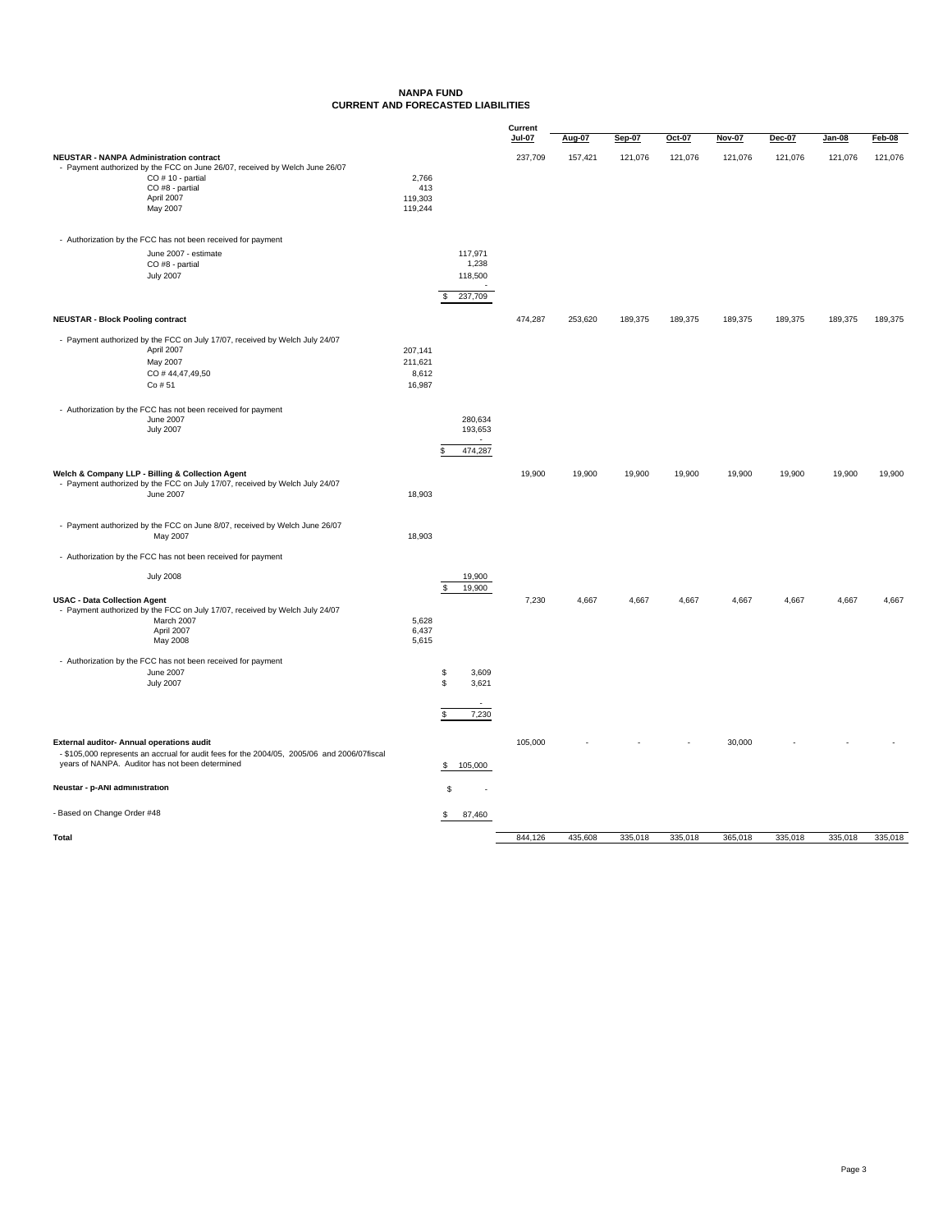# NANPA FUND
## CURRENT AND FORECASTED LIABILITIES

| | | | Current Jul-07 | Aug-07 | Sep-07 | Oct-07 | Nov-07 | Dec-07 | Jan-08 | Feb-08 |
|---|---|---|---|---|---|---|---|---|---|---|
| **NEUSTAR - NANPA Administration contract** | | | 237,709 | 157,421 | 121,076 | 121,076 | 121,076 | 121,076 | 121,076 | 121,076 |
| - Payment authorized by the FCC on June 26/07, received by Welch June 26/07 | | | | | | | | | | |
| CO # 10 - partial | 2,766 | | | | | | | | | |
| CO #8 - partial | 413 | | | | | | | | | |
| April 2007 | 119,303 | | | | | | | | | |
| May 2007 | 119,244 | | | | | | | | | |
| - Authorization by the FCC has not been received for payment | | | | | | | | | | |
| June 2007 - estimate | | 117,971 | | | | | | | | |
| CO #8 - partial | | 1,238 | | | | | | | | |
| July 2007 | | 118,500 | | | | | | | | |
| | | - | | | | | | | | |
| | | $ 237,709 | | | | | | | | |
| **NEUSTAR - Block Pooling contract** | | | 474,287 | 253,620 | 189,375 | 189,375 | 189,375 | 189,375 | 189,375 | 189,375 |
| - Payment authorized by the FCC on July 17/07, received by Welch July 24/07 | | | | | | | | | | |
| April 2007 | 207,141 | | | | | | | | | |
| May 2007 | 211,621 | | | | | | | | | |
| CO # 44,47,49,50 | 8,612 | | | | | | | | | |
| Co # 51 | 16,987 | | | | | | | | | |
| - Authorization by the FCC has not been received for payment | | | | | | | | | | |
| June 2007 | | 280,634 | | | | | | | | |
| July 2007 | | 193,653 | | | | | | | | |
| | | - | | | | | | | | |
| | | $ 474,287 | | | | | | | | |
| **Welch & Company LLP - Billing & Collection Agent** | | | 19,900 | 19,900 | 19,900 | 19,900 | 19,900 | 19,900 | 19,900 | 19,900 |
| - Payment authorized by the FCC on July 17/07, received by Welch July 24/07 | | | | | | | | | | |
| June 2007 | 18,903 | | | | | | | | | |
| - Payment authorized by the FCC on June 8/07, received by Welch June 26/07 | | | | | | | | | | |
| May 2007 | 18,903 | | | | | | | | | |
| - Authorization by the FCC has not been received for payment | | | | | | | | | | |
| July 2008 | | 19,900 | | | | | | | | |
| | | $ 19,900 | | | | | | | | |
| **USAC - Data Collection Agent** | | | 7,230 | 4,667 | 4,667 | 4,667 | 4,667 | 4,667 | 4,667 | 4,667 |
| - Payment authorized by the FCC on July 17/07, received by Welch July 24/07 | | | | | | | | | | |
| March 2007 | 5,628 | | | | | | | | | |
| April 2007 | 6,437 | | | | | | | | | |
| May 2008 | 5,615 | | | | | | | | | |
| - Authorization by the FCC has not been received for payment | | | | | | | | | | |
| June 2007 | | $ 3,609 | | | | | | | | |
| July 2007 | | $ 3,621 | | | | | | | | |
| | | - | | | | | | | | |
| | | $ 7,230 | | | | | | | | |
| **External auditor- Annual operations audit** | | | 105,000 | - | - | - | 30,000 | - | - | - |
| - $105,000 represents an accrual for audit fees for the 2004/05, 2005/06 and 2006/07fiscal years of NANPA. Auditor has not been determined | | $ 105,000 | | | | | | | | |
| **Neustar - p-ANI administration** | | $ - | | | | | | | | |
| - Based on Change Order #48 | | $ 87,460 | | | | | | | | |
| **Total** | | | 844,126 | 435,608 | 335,018 | 335,018 | 365,018 | 335,018 | 335,018 | 335,018 |